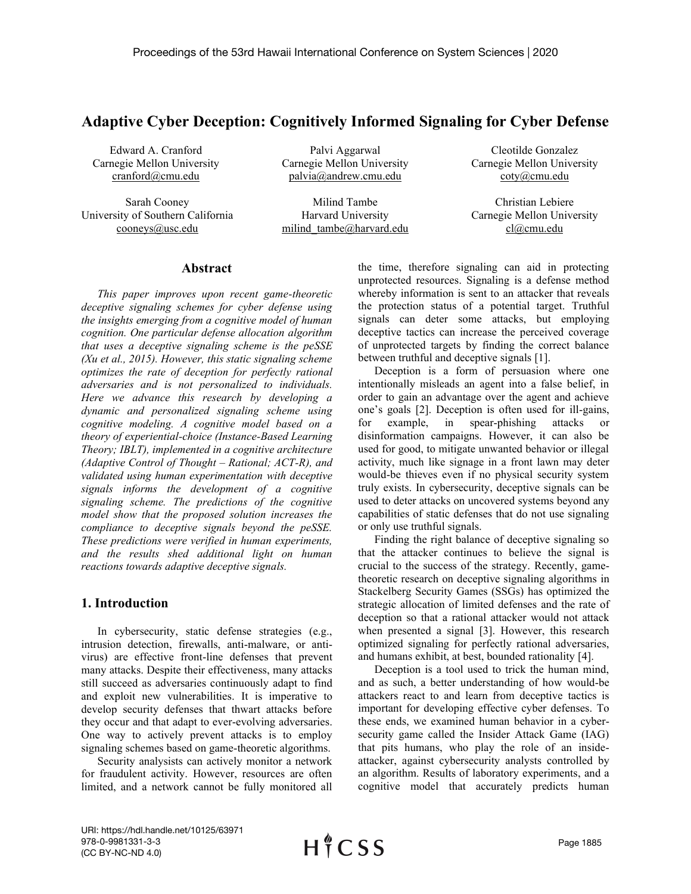# Adaptive Cyber Deception: Cognitively Informed Signaling for Cyber Defense

Edward A. Cranford
Carnegie Mellon University
cranford@cmu.edu

Palvi Aggarwal
Carnegie Mellon University
palvia@andrew.cmu.edu

Cleotilde Gonzalez
Carnegie Mellon University
coty@cmu.edu

Sarah Cooney
University of Southern California
cooneys@usc.edu

Milind Tambe
Harvard University
milind_tambe@harvard.edu

Christian Lebiere
Carnegie Mellon University
cl@cmu.edu

## Abstract

*This paper improves upon recent game-theoretic deceptive signaling schemes for cyber defense using the insights emerging from a cognitive model of human cognition. One particular defense allocation algorithm that uses a deceptive signaling scheme is the peSSE (Xu et al., 2015). However, this static signaling scheme optimizes the rate of deception for perfectly rational adversaries and is not personalized to individuals. Here we advance this research by developing a dynamic and personalized signaling scheme using cognitive modeling. A cognitive model based on a theory of experiential-choice (Instance-Based Learning Theory; IBLT), implemented in a cognitive architecture (Adaptive Control of Thought – Rational; ACT-R), and validated using human experimentation with deceptive signals informs the development of a cognitive signaling scheme. The predictions of the cognitive model show that the proposed solution increases the compliance to deceptive signals beyond the peSSE. These predictions were verified in human experiments, and the results shed additional light on human reactions towards adaptive deceptive signals.*

## 1. Introduction

In cybersecurity, static defense strategies (e.g., intrusion detection, firewalls, anti-malware, or anti-virus) are effective front-line defenses that prevent many attacks. Despite their effectiveness, many attacks still succeed as adversaries continuously adapt to find and exploit new vulnerabilities. It is imperative to develop security defenses that thwart attacks before they occur and that adapt to ever-evolving adversaries. One way to actively prevent attacks is to employ signaling schemes based on game-theoretic algorithms.

Security analysists can actively monitor a network for fraudulent activity. However, resources are often limited, and a network cannot be fully monitored all the time, therefore signaling can aid in protecting unprotected resources. Signaling is a defense method whereby information is sent to an attacker that reveals the protection status of a potential target. Truthful signals can deter some attacks, but employing deceptive tactics can increase the perceived coverage of unprotected targets by finding the correct balance between truthful and deceptive signals [1].

Deception is a form of persuasion where one intentionally misleads an agent into a false belief, in order to gain an advantage over the agent and achieve one's goals [2]. Deception is often used for ill-gains, for example, in spear-phishing attacks or disinformation campaigns. However, it can also be used for good, to mitigate unwanted behavior or illegal activity, much like signage in a front lawn may deter would-be thieves even if no physical security system truly exists. In cybersecurity, deceptive signals can be used to deter attacks on uncovered systems beyond any capabilities of static defenses that do not use signaling or only use truthful signals.

Finding the right balance of deceptive signaling so that the attacker continues to believe the signal is crucial to the success of the strategy. Recently, game-theoretic research on deceptive signaling algorithms in Stackelberg Security Games (SSGs) has optimized the strategic allocation of limited defenses and the rate of deception so that a rational attacker would not attack when presented a signal [3]. However, this research optimized signaling for perfectly rational adversaries, and humans exhibit, at best, bounded rationality [4].

Deception is a tool used to trick the human mind, and as such, a better understanding of how would-be attackers react to and learn from deceptive tactics is important for developing effective cyber defenses. To these ends, we examined human behavior in a cyber-security game called the Insider Attack Game (IAG) that pits humans, who play the role of an inside-attacker, against cybersecurity analysts controlled by an algorithm. Results of laboratory experiments, and a cognitive model that accurately predicts human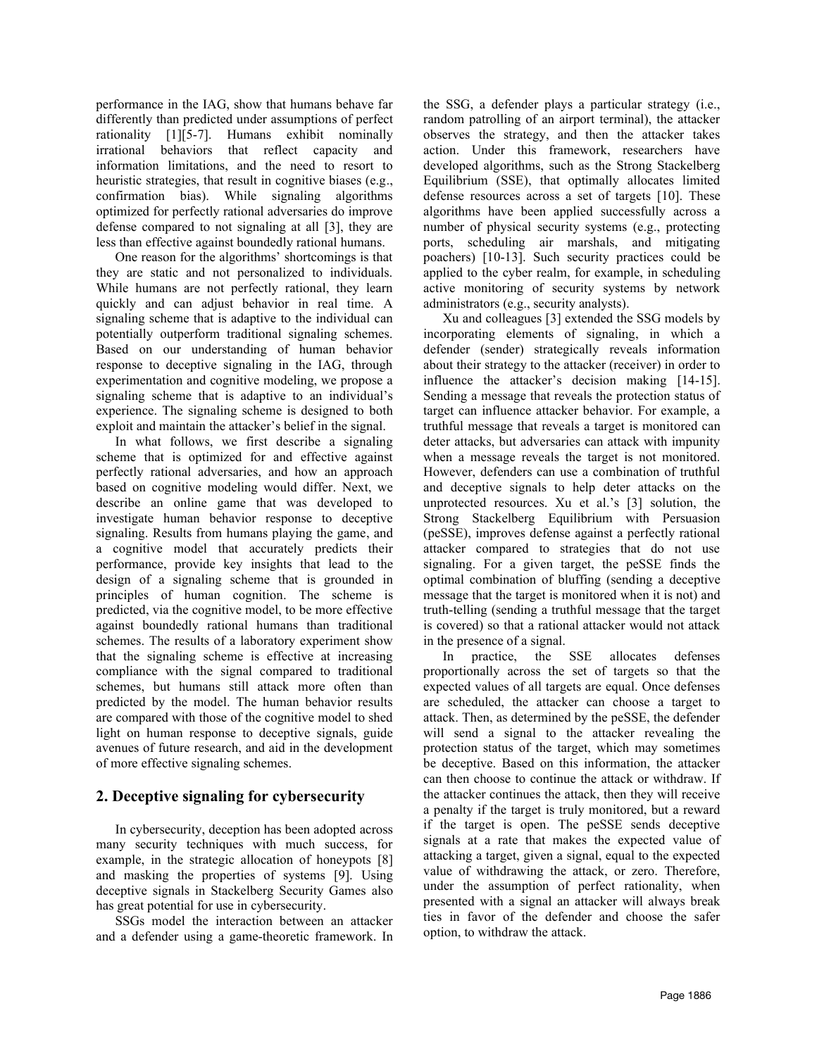performance in the IAG, show that humans behave far differently than predicted under assumptions of perfect rationality [1][5-7]. Humans exhibit nominally irrational behaviors that reflect capacity and information limitations, and the need to resort to heuristic strategies, that result in cognitive biases (e.g., confirmation bias). While signaling algorithms optimized for perfectly rational adversaries do improve defense compared to not signaling at all [3], they are less than effective against boundedly rational humans.

One reason for the algorithms' shortcomings is that they are static and not personalized to individuals. While humans are not perfectly rational, they learn quickly and can adjust behavior in real time. A signaling scheme that is adaptive to the individual can potentially outperform traditional signaling schemes. Based on our understanding of human behavior response to deceptive signaling in the IAG, through experimentation and cognitive modeling, we propose a signaling scheme that is adaptive to an individual's experience. The signaling scheme is designed to both exploit and maintain the attacker's belief in the signal.

In what follows, we first describe a signaling scheme that is optimized for and effective against perfectly rational adversaries, and how an approach based on cognitive modeling would differ. Next, we describe an online game that was developed to investigate human behavior response to deceptive signaling. Results from humans playing the game, and a cognitive model that accurately predicts their performance, provide key insights that lead to the design of a signaling scheme that is grounded in principles of human cognition. The scheme is predicted, via the cognitive model, to be more effective against boundedly rational humans than traditional schemes. The results of a laboratory experiment show that the signaling scheme is effective at increasing compliance with the signal compared to traditional schemes, but humans still attack more often than predicted by the model. The human behavior results are compared with those of the cognitive model to shed light on human response to deceptive signals, guide avenues of future research, and aid in the development of more effective signaling schemes.

## 2. Deceptive signaling for cybersecurity

In cybersecurity, deception has been adopted across many security techniques with much success, for example, in the strategic allocation of honeypots [8] and masking the properties of systems [9]. Using deceptive signals in Stackelberg Security Games also has great potential for use in cybersecurity.

SSGs model the interaction between an attacker and a defender using a game-theoretic framework. In the SSG, a defender plays a particular strategy (i.e., random patrolling of an airport terminal), the attacker observes the strategy, and then the attacker takes action. Under this framework, researchers have developed algorithms, such as the Strong Stackelberg Equilibrium (SSE), that optimally allocates limited defense resources across a set of targets [10]. These algorithms have been applied successfully across a number of physical security systems (e.g., protecting ports, scheduling air marshals, and mitigating poachers) [10-13]. Such security practices could be applied to the cyber realm, for example, in scheduling active monitoring of security systems by network administrators (e.g., security analysts).

Xu and colleagues [3] extended the SSG models by incorporating elements of signaling, in which a defender (sender) strategically reveals information about their strategy to the attacker (receiver) in order to influence the attacker's decision making [14-15]. Sending a message that reveals the protection status of target can influence attacker behavior. For example, a truthful message that reveals a target is monitored can deter attacks, but adversaries can attack with impunity when a message reveals the target is not monitored. However, defenders can use a combination of truthful and deceptive signals to help deter attacks on the unprotected resources. Xu et al.'s [3] solution, the Strong Stackelberg Equilibrium with Persuasion (peSSE), improves defense against a perfectly rational attacker compared to strategies that do not use signaling. For a given target, the peSSE finds the optimal combination of bluffing (sending a deceptive message that the target is monitored when it is not) and truth-telling (sending a truthful message that the target is covered) so that a rational attacker would not attack in the presence of a signal.

In practice, the SSE allocates defenses proportionally across the set of targets so that the expected values of all targets are equal. Once defenses are scheduled, the attacker can choose a target to attack. Then, as determined by the peSSE, the defender will send a signal to the attacker revealing the protection status of the target, which may sometimes be deceptive. Based on this information, the attacker can then choose to continue the attack or withdraw. If the attacker continues the attack, then they will receive a penalty if the target is truly monitored, but a reward if the target is open. The peSSE sends deceptive signals at a rate that makes the expected value of attacking a target, given a signal, equal to the expected value of withdrawing the attack, or zero. Therefore, under the assumption of perfect rationality, when presented with a signal an attacker will always break ties in favor of the defender and choose the safer option, to withdraw the attack.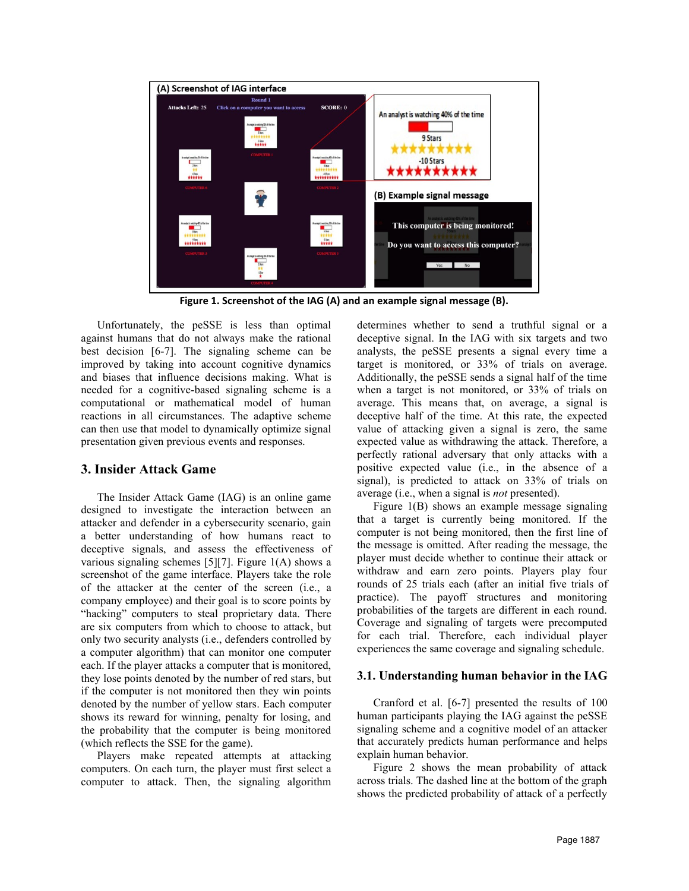Figure 1. Screenshot of the IAG (A) and an example signal message (B).

Unfortunately, the peSSE is less than optimal against humans that do not always make the rational best decision [6-7]. The signaling scheme can be improved by taking into account cognitive dynamics and biases that influence decisions making. What is needed for a cognitive-based signaling scheme is a computational or mathematical model of human reactions in all circumstances. The adaptive scheme can then use that model to dynamically optimize signal presentation given previous events and responses.

## 3. Insider Attack Game

The Insider Attack Game (IAG) is an online game designed to investigate the interaction between an attacker and defender in a cybersecurity scenario, gain a better understanding of how humans react to deceptive signals, and assess the effectiveness of various signaling schemes [5][7]. Figure 1(A) shows a screenshot of the game interface. Players take the role of the attacker at the center of the screen (i.e., a company employee) and their goal is to score points by "hacking" computers to steal proprietary data. There are six computers from which to choose to attack, but only two security analysts (i.e., defenders controlled by a computer algorithm) that can monitor one computer each. If the player attacks a computer that is monitored, they lose points denoted by the number of red stars, but if the computer is not monitored then they win points denoted by the number of yellow stars. Each computer shows its reward for winning, penalty for losing, and the probability that the computer is being monitored (which reflects the SSE for the game).

Players make repeated attempts at attacking computers. On each turn, the player must first select a computer to attack. Then, the signaling algorithm determines whether to send a truthful signal or a deceptive signal. In the IAG with six targets and two analysts, the peSSE presents a signal every time a target is monitored, or 33% of trials on average. Additionally, the peSSE sends a signal half of the time when a target is not monitored, or 33% of trials on average. This means that, on average, a signal is deceptive half of the time. At this rate, the expected value of attacking given a signal is zero, the same expected value as withdrawing the attack. Therefore, a perfectly rational adversary that only attacks with a positive expected value (i.e., in the absence of a signal), is predicted to attack on 33% of trials on average (i.e., when a signal is *not* presented).

Figure 1(B) shows an example message signaling that a target is currently being monitored. If the computer is not being monitored, then the first line of the message is omitted. After reading the message, the player must decide whether to continue their attack or withdraw and earn zero points. Players play four rounds of 25 trials each (after an initial five trials of practice). The payoff structures and monitoring probabilities of the targets are different in each round. Coverage and signaling of targets were precomputed for each trial. Therefore, each individual player experiences the same coverage and signaling schedule.

### 3.1. Understanding human behavior in the IAG

Cranford et al. [6-7] presented the results of 100 human participants playing the IAG against the peSSE signaling scheme and a cognitive model of an attacker that accurately predicts human performance and helps explain human behavior.

Figure 2 shows the mean probability of attack across trials. The dashed line at the bottom of the graph shows the predicted probability of attack of a perfectly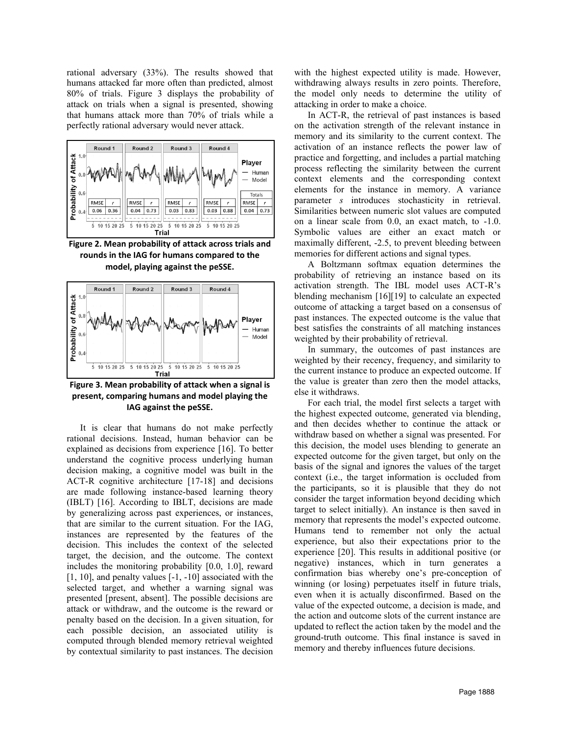rational adversary (33%). The results showed that humans attacked far more often than predicted, almost 80% of trials. Figure 3 displays the probability of attack on trials when a signal is presented, showing that humans attack more than 70% of trials while a perfectly rational adversary would never attack.

**Figure 2. Mean probability of attack across trials and rounds in the IAG for humans compared to the model, playing against the peSSE.**

**Figure 3. Mean probability of attack when a signal is present, comparing humans and model playing the IAG against the peSSE.**

It is clear that humans do not make perfectly rational decisions. Instead, human behavior can be explained as decisions from experience [16]. To better understand the cognitive process underlying human decision making, a cognitive model was built in the ACT-R cognitive architecture [17-18] and decisions are made following instance-based learning theory (IBLT) [16]. According to IBLT, decisions are made by generalizing across past experiences, or instances, that are similar to the current situation. For the IAG, instances are represented by the features of the decision. This includes the context of the selected target, the decision, and the outcome. The context includes the monitoring probability [0.0, 1.0], reward [1, 10], and penalty values [-1, -10] associated with the selected target, and whether a warning signal was presented [present, absent]. The possible decisions are attack or withdraw, and the outcome is the reward or penalty based on the decision. In a given situation, for each possible decision, an associated utility is computed through blended memory retrieval weighted by contextual similarity to past instances. The decision with the highest expected utility is made. However, withdrawing always results in zero points. Therefore, the model only needs to determine the utility of attacking in order to make a choice.

In ACT-R, the retrieval of past instances is based on the activation strength of the relevant instance in memory and its similarity to the current context. The activation of an instance reflects the power law of practice and forgetting, and includes a partial matching process reflecting the similarity between the current context elements and the corresponding context elements for the instance in memory. A variance parameter *s* introduces stochasticity in retrieval. Similarities between numeric slot values are computed on a linear scale from 0.0, an exact match, to -1.0. Symbolic values are either an exact match or maximally different, -2.5, to prevent bleeding between memories for different actions and signal types.

A Boltzmann softmax equation determines the probability of retrieving an instance based on its activation strength. The IBL model uses ACT-R's blending mechanism [16][19] to calculate an expected outcome of attacking a target based on a consensus of past instances. The expected outcome is the value that best satisfies the constraints of all matching instances weighted by their probability of retrieval.

In summary, the outcomes of past instances are weighted by their recency, frequency, and similarity to the current instance to produce an expected outcome. If the value is greater than zero then the model attacks, else it withdraws.

For each trial, the model first selects a target with the highest expected outcome, generated via blending, and then decides whether to continue the attack or withdraw based on whether a signal was presented. For this decision, the model uses blending to generate an expected outcome for the given target, but only on the basis of the signal and ignores the values of the target context (i.e., the target information is occluded from the participants, so it is plausible that they do not consider the target information beyond deciding which target to select initially). An instance is then saved in memory that represents the model's expected outcome. Humans tend to remember not only the actual experience, but also their expectations prior to the experience [20]. This results in additional positive (or negative) instances, which in turn generates a confirmation bias whereby one's pre-conception of winning (or losing) perpetuates itself in future trials, even when it is actually disconfirmed. Based on the value of the expected outcome, a decision is made, and the action and outcome slots of the current instance are updated to reflect the action taken by the model and the ground-truth outcome. This final instance is saved in memory and thereby influences future decisions.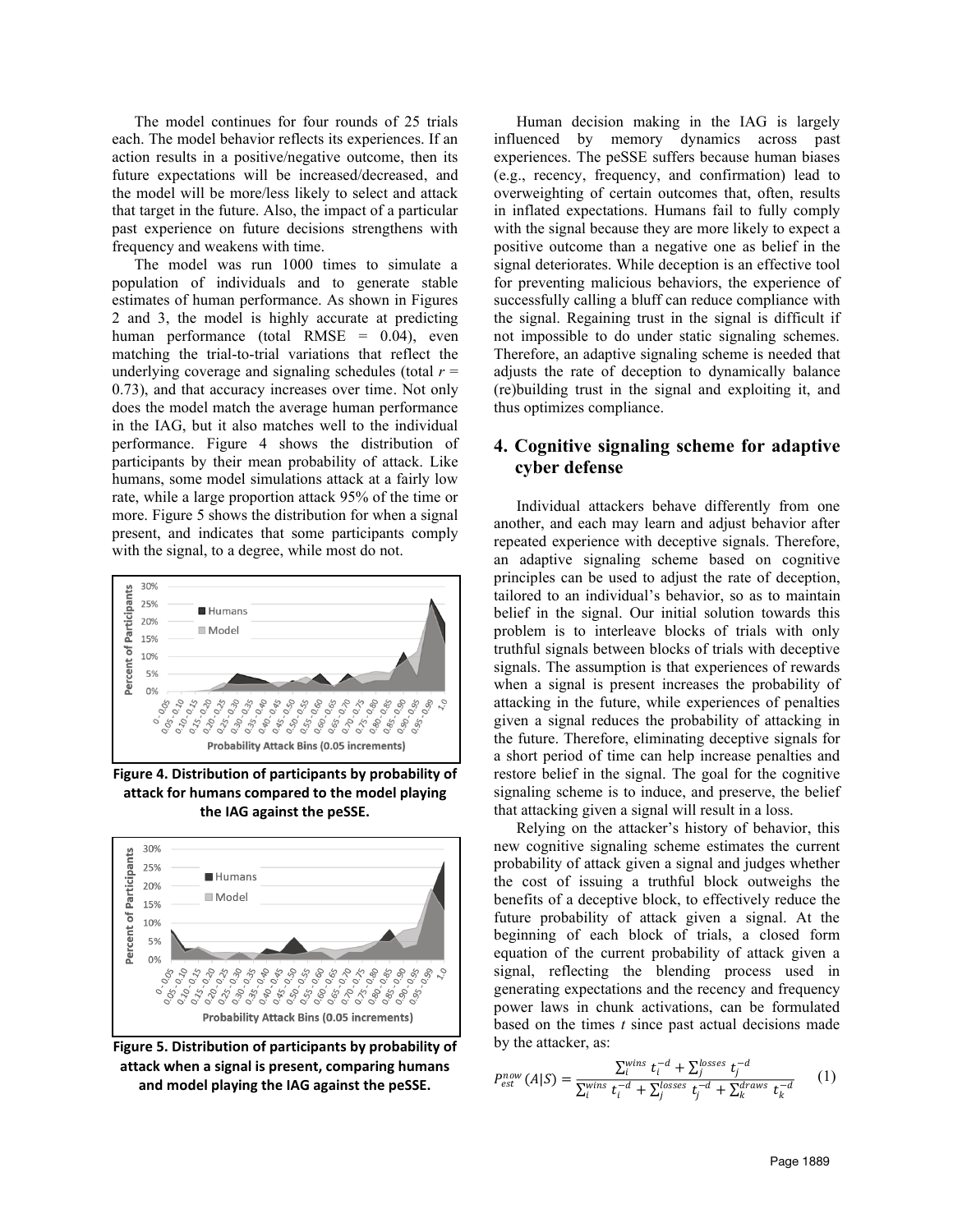The model continues for four rounds of 25 trials each. The model behavior reflects its experiences. If an action results in a positive/negative outcome, then its future expectations will be increased/decreased, and the model will be more/less likely to select and attack that target in the future. Also, the impact of a particular past experience on future decisions strengthens with frequency and weakens with time.

The model was run 1000 times to simulate a population of individuals and to generate stable estimates of human performance. As shown in Figures 2 and 3, the model is highly accurate at predicting human performance (total RMSE = 0.04), even matching the trial-to-trial variations that reflect the underlying coverage and signaling schedules (total $r$ = 0.73), and that accuracy increases over time. Not only does the model match the average human performance in the IAG, but it also matches well to the individual performance. Figure 4 shows the distribution of participants by their mean probability of attack. Like humans, some model simulations attack at a fairly low rate, while a large proportion attack 95% of the time or more. Figure 5 shows the distribution for when a signal present, and indicates that some participants comply with the signal, to a degree, while most do not.

**Figure 4. Distribution of participants by probability of attack for humans compared to the model playing the IAG against the peSSE.**

**Figure 5. Distribution of participants by probability of attack when a signal is present, comparing humans and model playing the IAG against the peSSE.**

Human decision making in the IAG is largely influenced by memory dynamics across past experiences. The peSSE suffers because human biases (e.g., recency, frequency, and confirmation) lead to overweighting of certain outcomes that, often, results in inflated expectations. Humans fail to fully comply with the signal because they are more likely to expect a positive outcome than a negative one as belief in the signal deteriorates. While deception is an effective tool for preventing malicious behaviors, the experience of successfully calling a bluff can reduce compliance with the signal. Regaining trust in the signal is difficult if not impossible to do under static signaling schemes. Therefore, an adaptive signaling scheme is needed that adjusts the rate of deception to dynamically balance (re)building trust in the signal and exploiting it, and thus optimizes compliance.

## 4. Cognitive signaling scheme for adaptive cyber defense

Individual attackers behave differently from one another, and each may learn and adjust behavior after repeated experience with deceptive signals. Therefore, an adaptive signaling scheme based on cognitive principles can be used to adjust the rate of deception, tailored to an individual's behavior, so as to maintain belief in the signal. Our initial solution towards this problem is to interleave blocks of trials with only truthful signals between blocks of trials with deceptive signals. The assumption is that experiences of rewards when a signal is present increases the probability of attacking in the future, while experiences of penalties given a signal reduces the probability of attacking in the future. Therefore, eliminating deceptive signals for a short period of time can help increase penalties and restore belief in the signal. The goal for the cognitive signaling scheme is to induce, and preserve, the belief that attacking given a signal will result in a loss.

Relying on the attacker's history of behavior, this new cognitive signaling scheme estimates the current probability of attack given a signal and judges whether the cost of issuing a truthful block outweighs the benefits of a deceptive block, to effectively reduce the future probability of attack given a signal. At the beginning of each block of trials, a closed form equation of the current probability of attack given a signal, reflecting the blending process used in generating expectations and the recency and frequency power laws in chunk activations, can be formulated based on the times $t$ since past actual decisions made by the attacker, as:

$$P_{est}^{now}(A|S) = \frac{\sum_i^{wins} t_i^{-d} + \sum_j^{losses} t_j^{-d}}{\sum_i^{wins} t_i^{-d} + \sum_j^{losses} t_j^{-d} + \sum_k^{draws} t_k^{-d}} \quad (1)$$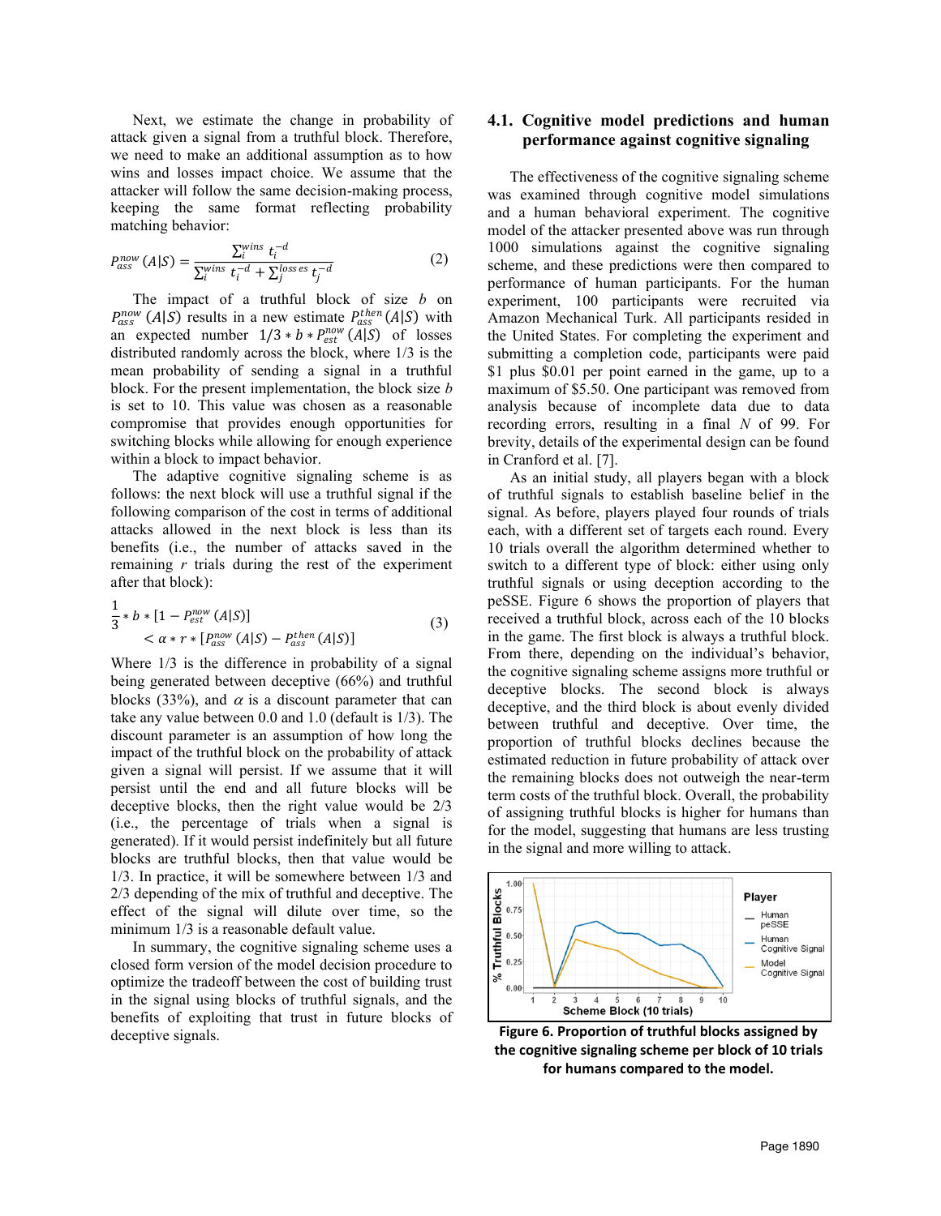Next, we estimate the change in probability of attack given a signal from a truthful block. Therefore, we need to make an additional assumption as to how wins and losses impact choice. We assume that the attacker will follow the same decision-making process, keeping the same format reflecting probability matching behavior:

$$P_{ass}^{now}(A|S) = \frac{\sum_i^{wins} t_i^{-d}}{\sum_i^{wins} t_i^{-d} + \sum_j^{losses} t_j^{-d}} \tag{2}$$

The impact of a truthful block of size $b$ on $P_{ass}^{now}(A|S)$ results in a new estimate $P_{ass}^{then}(A|S)$ with an expected number $1/3 * b * P_{est}^{now}(A|S)$ of losses distributed randomly across the block, where 1/3 is the mean probability of sending a signal in a truthful block. For the present implementation, the block size $b$ is set to 10. This value was chosen as a reasonable compromise that provides enough opportunities for switching blocks while allowing for enough experience within a block to impact behavior.

The adaptive cognitive signaling scheme is as follows: the next block will use a truthful signal if the following comparison of the cost in terms of additional attacks allowed in the next block is less than its benefits (i.e., the number of attacks saved in the remaining $r$ trials during the rest of the experiment after that block):

$$\frac{1}{3} * b * [1 - P_{est}^{now}(A|S)] < \alpha * r * [P_{ass}^{now}(A|S) - P_{ass}^{then}(A|S)] \tag{3}$$

Where 1/3 is the difference in probability of a signal being generated between deceptive (66%) and truthful blocks (33%), and $\alpha$ is a discount parameter that can take any value between 0.0 and 1.0 (default is 1/3). The discount parameter is an assumption of how long the impact of the truthful block on the probability of attack given a signal will persist. If we assume that it will persist until the end and all future blocks will be deceptive blocks, then the right value would be 2/3 (i.e., the percentage of trials when a signal is generated). If it would persist indefinitely but all future blocks are truthful blocks, then that value would be 1/3. In practice, it will be somewhere between 1/3 and 2/3 depending of the mix of truthful and deceptive. The effect of the signal will dilute over time, so the minimum 1/3 is a reasonable default value.

In summary, the cognitive signaling scheme uses a closed form version of the model decision procedure to optimize the tradeoff between the cost of building trust in the signal using blocks of truthful signals, and the benefits of exploiting that trust in future blocks of deceptive signals.

### 4.1. Cognitive model predictions and human performance against cognitive signaling

The effectiveness of the cognitive signaling scheme was examined through cognitive model simulations and a human behavioral experiment. The cognitive model of the attacker presented above was run through 1000 simulations against the cognitive signaling scheme, and these predictions were then compared to performance of human participants. For the human experiment, 100 participants were recruited via Amazon Mechanical Turk. All participants resided in the United States. For completing the experiment and submitting a completion code, participants were paid \$1 plus \$0.01 per point earned in the game, up to a maximum of \$5.50. One participant was removed from analysis because of incomplete data due to data recording errors, resulting in a final $N$ of 99. For brevity, details of the experimental design can be found in Cranford et al. [7].

As an initial study, all players began with a block of truthful signals to establish baseline belief in the signal. As before, players played four rounds of trials each, with a different set of targets each round. Every 10 trials overall the algorithm determined whether to switch to a different type of block: either using only truthful signals or using deception according to the peSSE. Figure 6 shows the proportion of players that received a truthful block, across each of the 10 blocks in the game. The first block is always a truthful block. From there, depending on the individual's behavior, the cognitive signaling scheme assigns more truthful or deceptive blocks. The second block is always deceptive, and the third block is about evenly divided between truthful and deceptive. Over time, the proportion of truthful blocks declines because the estimated reduction in future probability of attack over the remaining blocks does not outweigh the near-term costs of the truthful block. Overall, the probability of assigning truthful blocks is higher for humans than for the model, suggesting that humans are less trusting in the signal and more willing to attack.

**Figure 6. Proportion of truthful blocks assigned by the cognitive signaling scheme per block of 10 trials for humans compared to the model.**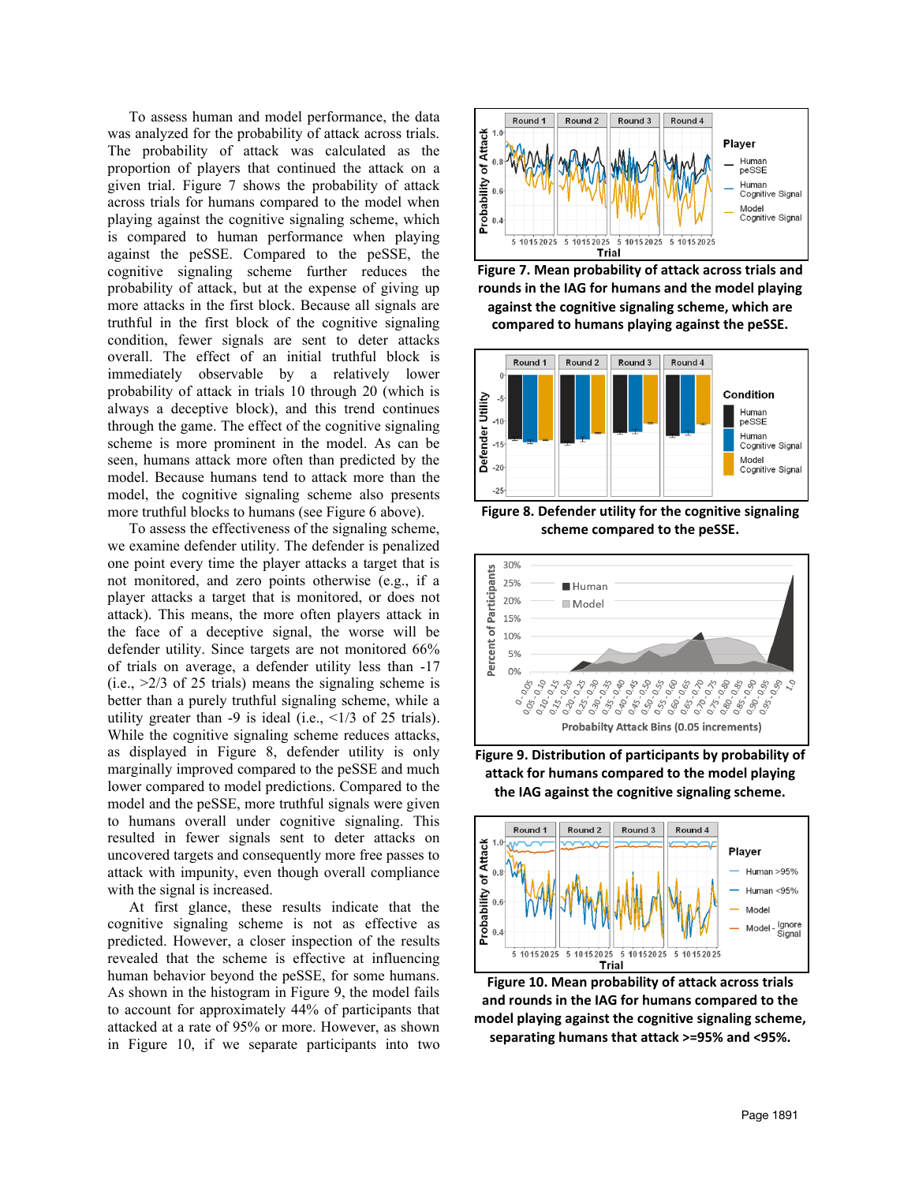To assess human and model performance, the data was analyzed for the probability of attack across trials. The probability of attack was calculated as the proportion of players that continued the attack on a given trial. Figure 7 shows the probability of attack across trials for humans compared to the model when playing against the cognitive signaling scheme, which is compared to human performance when playing against the peSSE. Compared to the peSSE, the cognitive signaling scheme further reduces the probability of attack, but at the expense of giving up more attacks in the first block. Because all signals are truthful in the first block of the cognitive signaling condition, fewer signals are sent to deter attacks overall. The effect of an initial truthful block is immediately observable by a relatively lower probability of attack in trials 10 through 20 (which is always a deceptive block), and this trend continues through the game. The effect of the cognitive signaling scheme is more prominent in the model. As can be seen, humans attack more often than predicted by the model. Because humans tend to attack more than the model, the cognitive signaling scheme also presents more truthful blocks to humans (see Figure 6 above).

To assess the effectiveness of the signaling scheme, we examine defender utility. The defender is penalized one point every time the player attacks a target that is not monitored, and zero points otherwise (e.g., if a player attacks a target that is monitored, or does not attack). This means, the more often players attack in the face of a deceptive signal, the worse will be the defender utility. Since targets are not monitored 66% of trials on average, a defender utility less than -17 (i.e., >2/3 of 25 trials) means the signaling scheme is better than a purely truthful signaling scheme, while a utility greater than -9 is ideal (i.e., <1/3 of 25 trials). While the cognitive signaling scheme reduces attacks, as displayed in Figure 8, defender utility is only marginally improved compared to the peSSE and much lower compared to model predictions. Compared to the model and the peSSE, more truthful signals were given to humans overall under cognitive signaling. This resulted in fewer signals sent to deter attacks on uncovered targets and consequently more free passes to attack with impunity, even though overall compliance with the signal is increased.

At first glance, these results indicate that the cognitive signaling scheme is not as effective as predicted. However, a closer inspection of the results revealed that the scheme is effective at influencing human behavior beyond the peSSE, for some humans. As shown in the histogram in Figure 9, the model fails to account for approximately 44% of participants that attacked at a rate of 95% or more. However, as shown in Figure 10, if we separate participants into two

**Figure 7. Mean probability of attack across trials and rounds in the IAG for humans and the model playing against the cognitive signaling scheme, which are compared to humans playing against the peSSE.**

**Figure 8. Defender utility for the cognitive signaling scheme compared to the peSSE.**

**Figure 9. Distribution of participants by probability of attack for humans compared to the model playing the IAG against the cognitive signaling scheme.**

**Figure 10. Mean probability of attack across trials and rounds in the IAG for humans compared to the model playing against the cognitive signaling scheme, separating humans that attack >=95% and <95%.**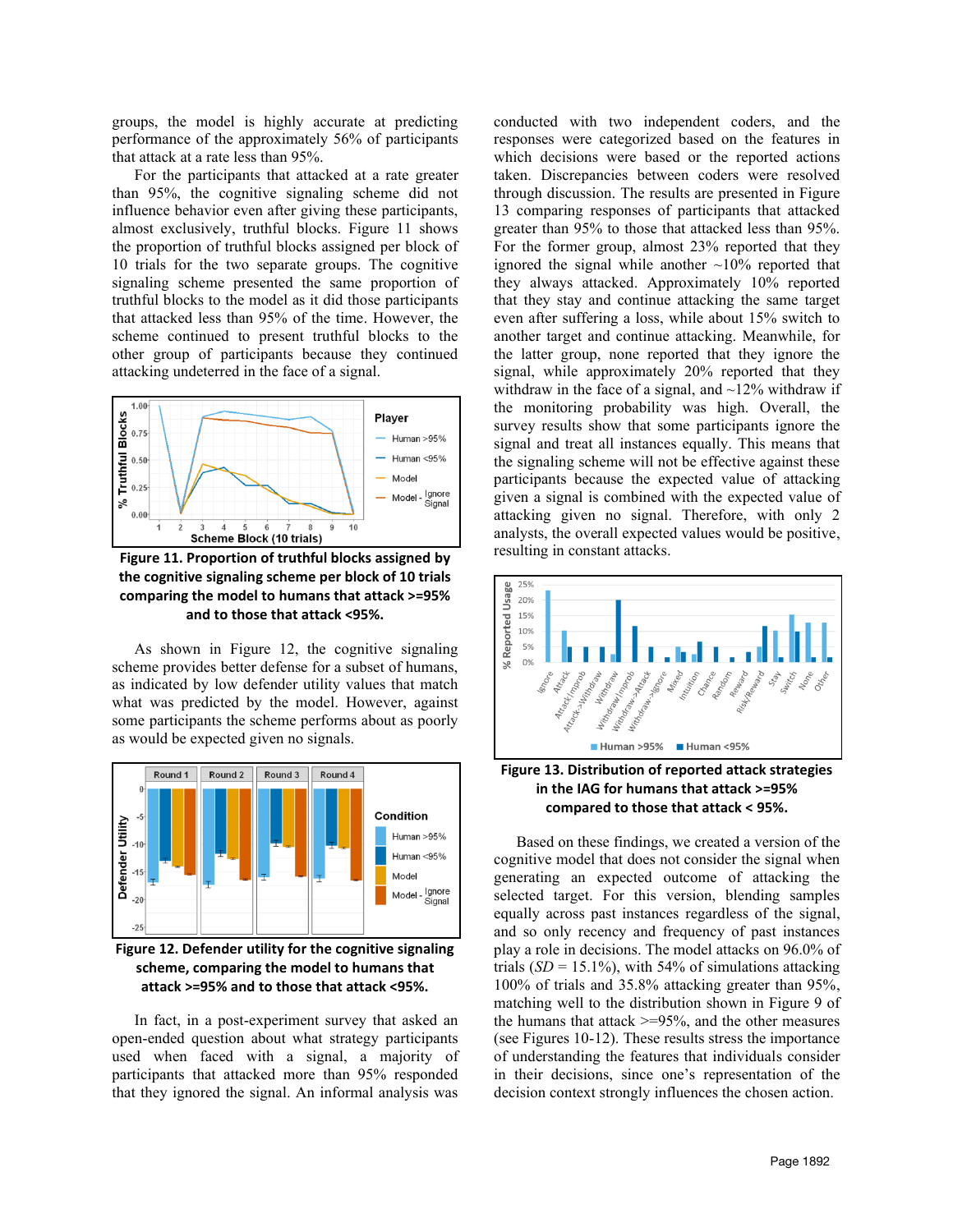groups, the model is highly accurate at predicting performance of the approximately 56% of participants that attack at a rate less than 95%.

For the participants that attacked at a rate greater than 95%, the cognitive signaling scheme did not influence behavior even after giving these participants, almost exclusively, truthful blocks. Figure 11 shows the proportion of truthful blocks assigned per block of 10 trials for the two separate groups. The cognitive signaling scheme presented the same proportion of truthful blocks to the model as it did those participants that attacked less than 95% of the time. However, the scheme continued to present truthful blocks to the other group of participants because they continued attacking undeterred in the face of a signal.

**Figure 11. Proportion of truthful blocks assigned by the cognitive signaling scheme per block of 10 trials comparing the model to humans that attack >=95% and to those that attack <95%.**

As shown in Figure 12, the cognitive signaling scheme provides better defense for a subset of humans, as indicated by low defender utility values that match what was predicted by the model. However, against some participants the scheme performs about as poorly as would be expected given no signals.

**Figure 12. Defender utility for the cognitive signaling scheme, comparing the model to humans that attack >=95% and to those that attack <95%.**

In fact, in a post-experiment survey that asked an open-ended question about what strategy participants used when faced with a signal, a majority of participants that attacked more than 95% responded that they ignored the signal. An informal analysis was conducted with two independent coders, and the responses were categorized based on the features in which decisions were based or the reported actions taken. Discrepancies between coders were resolved through discussion. The results are presented in Figure 13 comparing responses of participants that attacked greater than 95% to those that attacked less than 95%. For the former group, almost 23% reported that they ignored the signal while another ~10% reported that they always attacked. Approximately 10% reported that they stay and continue attacking the same target even after suffering a loss, while about 15% switch to another target and continue attacking. Meanwhile, for the latter group, none reported that they ignore the signal, while approximately 20% reported that they withdraw in the face of a signal, and ~12% withdraw if the monitoring probability was high. Overall, the survey results show that some participants ignore the signal and treat all instances equally. This means that the signaling scheme will not be effective against these participants because the expected value of attacking given a signal is combined with the expected value of attacking given no signal. Therefore, with only 2 analysts, the overall expected values would be positive, resulting in constant attacks.

**Figure 13. Distribution of reported attack strategies in the IAG for humans that attack >=95% compared to that attack < 95%.**

Based on these findings, we created a version of the cognitive model that does not consider the signal when generating an expected outcome of attacking the selected target. For this version, blending samples equally across past instances regardless of the signal, and so only recency and frequency of past instances play a role in decisions. The model attacks on 96.0% of trials (*SD* = 15.1%), with 54% of simulations attacking 100% of trials and 35.8% attacking greater than 95%, matching well to the distribution shown in Figure 9 of the humans that attack >=95%, and the other measures (see Figures 10-12). These results stress the importance of understanding the features that individuals consider in their decisions, since one's representation of the decision context strongly influences the chosen action.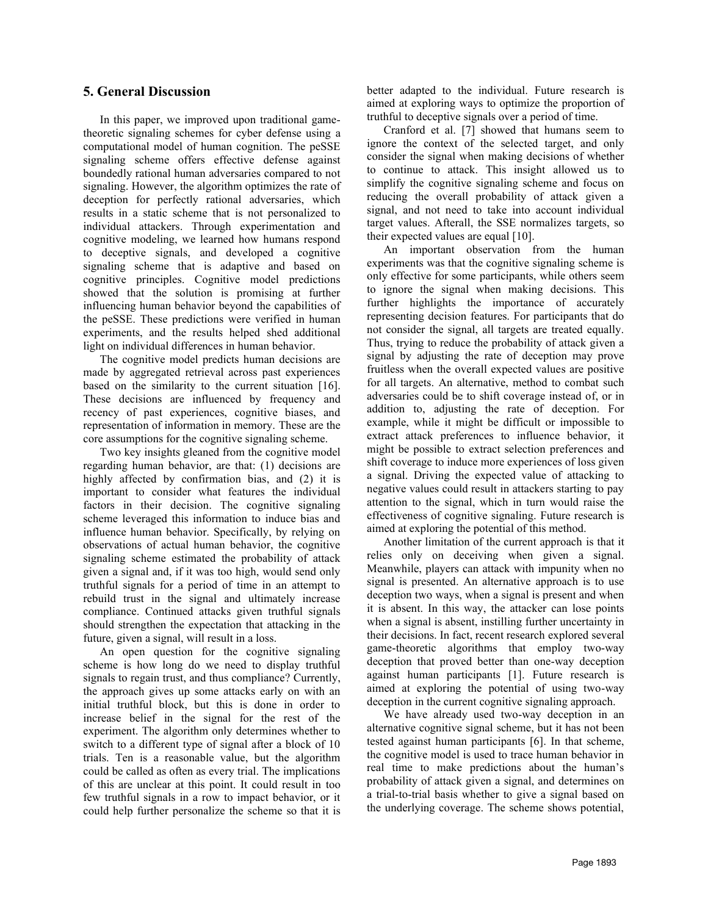## 5. General Discussion

In this paper, we improved upon traditional game-theoretic signaling schemes for cyber defense using a computational model of human cognition. The peSSE signaling scheme offers effective defense against boundedly rational human adversaries compared to not signaling. However, the algorithm optimizes the rate of deception for perfectly rational adversaries, which results in a static scheme that is not personalized to individual attackers. Through experimentation and cognitive modeling, we learned how humans respond to deceptive signals, and developed a cognitive signaling scheme that is adaptive and based on cognitive principles. Cognitive model predictions showed that the solution is promising at further influencing human behavior beyond the capabilities of the peSSE. These predictions were verified in human experiments, and the results helped shed additional light on individual differences in human behavior.

The cognitive model predicts human decisions are made by aggregated retrieval across past experiences based on the similarity to the current situation [16]. These decisions are influenced by frequency and recency of past experiences, cognitive biases, and representation of information in memory. These are the core assumptions for the cognitive signaling scheme.

Two key insights gleaned from the cognitive model regarding human behavior, are that: (1) decisions are highly affected by confirmation bias, and (2) it is important to consider what features the individual factors in their decision. The cognitive signaling scheme leveraged this information to induce bias and influence human behavior. Specifically, by relying on observations of actual human behavior, the cognitive signaling scheme estimated the probability of attack given a signal and, if it was too high, would send only truthful signals for a period of time in an attempt to rebuild trust in the signal and ultimately increase compliance. Continued attacks given truthful signals should strengthen the expectation that attacking in the future, given a signal, will result in a loss.

An open question for the cognitive signaling scheme is how long do we need to display truthful signals to regain trust, and thus compliance? Currently, the approach gives up some attacks early on with an initial truthful block, but this is done in order to increase belief in the signal for the rest of the experiment. The algorithm only determines whether to switch to a different type of signal after a block of 10 trials. Ten is a reasonable value, but the algorithm could be called as often as every trial. The implications of this are unclear at this point. It could result in too few truthful signals in a row to impact behavior, or it could help further personalize the scheme so that it is better adapted to the individual. Future research is aimed at exploring ways to optimize the proportion of truthful to deceptive signals over a period of time.

Cranford et al. [7] showed that humans seem to ignore the context of the selected target, and only consider the signal when making decisions of whether to continue to attack. This insight allowed us to simplify the cognitive signaling scheme and focus on reducing the overall probability of attack given a signal, and not need to take into account individual target values. Afterall, the SSE normalizes targets, so their expected values are equal [10].

An important observation from the human experiments was that the cognitive signaling scheme is only effective for some participants, while others seem to ignore the signal when making decisions. This further highlights the importance of accurately representing decision features. For participants that do not consider the signal, all targets are treated equally. Thus, trying to reduce the probability of attack given a signal by adjusting the rate of deception may prove fruitless when the overall expected values are positive for all targets. An alternative, method to combat such adversaries could be to shift coverage instead of, or in addition to, adjusting the rate of deception. For example, while it might be difficult or impossible to extract attack preferences to influence behavior, it might be possible to extract selection preferences and shift coverage to induce more experiences of loss given a signal. Driving the expected value of attacking to negative values could result in attackers starting to pay attention to the signal, which in turn would raise the effectiveness of cognitive signaling. Future research is aimed at exploring the potential of this method.

Another limitation of the current approach is that it relies only on deceiving when given a signal. Meanwhile, players can attack with impunity when no signal is presented. An alternative approach is to use deception two ways, when a signal is present and when it is absent. In this way, the attacker can lose points when a signal is absent, instilling further uncertainty in their decisions. In fact, recent research explored several game-theoretic algorithms that employ two-way deception that proved better than one-way deception against human participants [1]. Future research is aimed at exploring the potential of using two-way deception in the current cognitive signaling approach.

We have already used two-way deception in an alternative cognitive signal scheme, but it has not been tested against human participants [6]. In that scheme, the cognitive model is used to trace human behavior in real time to make predictions about the human's probability of attack given a signal, and determines on a trial-to-trial basis whether to give a signal based on the underlying coverage. The scheme shows potential,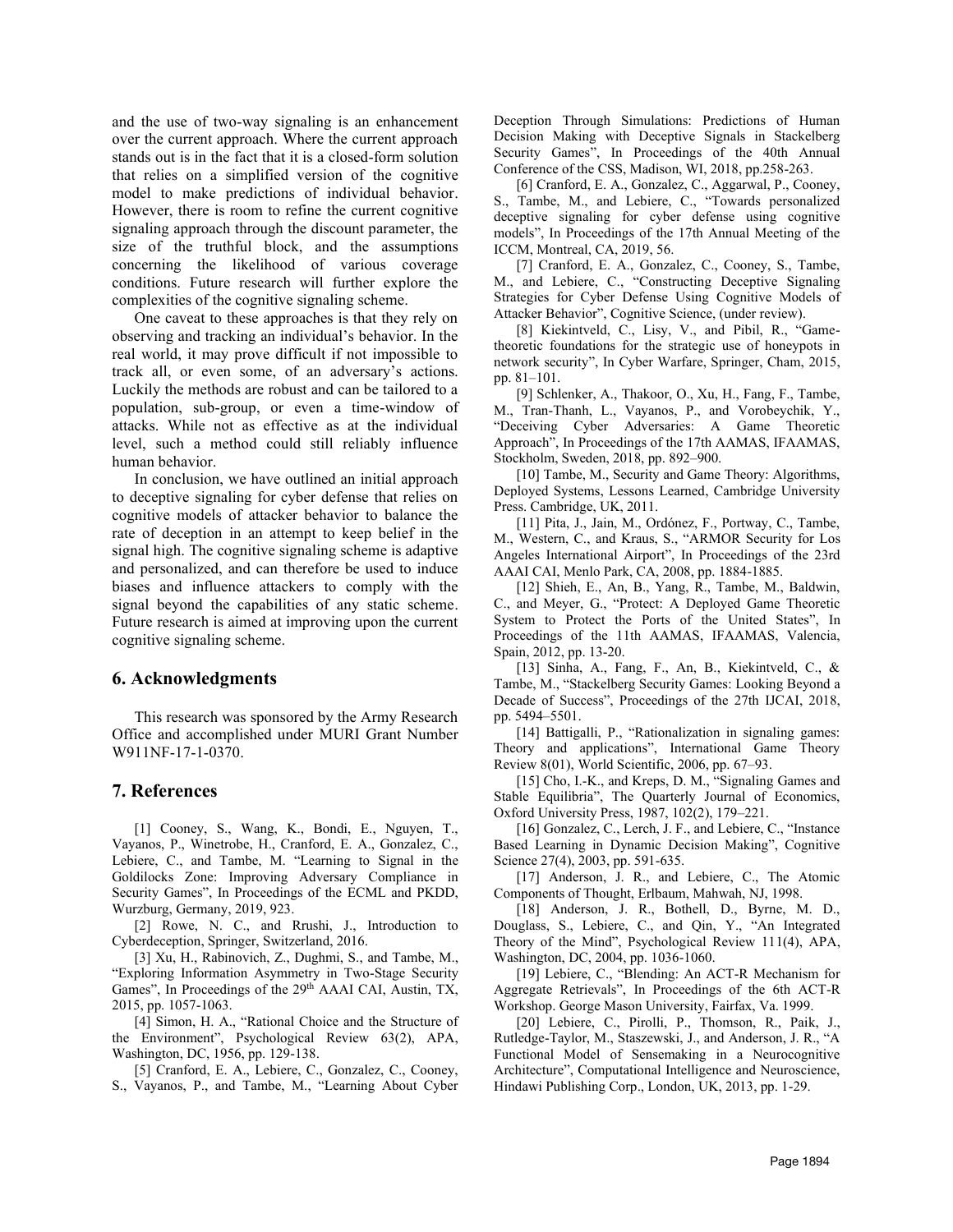and the use of two-way signaling is an enhancement over the current approach. Where the current approach stands out is in the fact that it is a closed-form solution that relies on a simplified version of the cognitive model to make predictions of individual behavior. However, there is room to refine the current cognitive signaling approach through the discount parameter, the size of the truthful block, and the assumptions concerning the likelihood of various coverage conditions. Future research will further explore the complexities of the cognitive signaling scheme.

One caveat to these approaches is that they rely on observing and tracking an individual's behavior. In the real world, it may prove difficult if not impossible to track all, or even some, of an adversary's actions. Luckily the methods are robust and can be tailored to a population, sub-group, or even a time-window of attacks. While not as effective as at the individual level, such a method could still reliably influence human behavior.

In conclusion, we have outlined an initial approach to deceptive signaling for cyber defense that relies on cognitive models of attacker behavior to balance the rate of deception in an attempt to keep belief in the signal high. The cognitive signaling scheme is adaptive and personalized, and can therefore be used to induce biases and influence attackers to comply with the signal beyond the capabilities of any static scheme. Future research is aimed at improving upon the current cognitive signaling scheme.

## 6. Acknowledgments

This research was sponsored by the Army Research Office and accomplished under MURI Grant Number W911NF-17-1-0370.

## 7. References

[1] Cooney, S., Wang, K., Bondi, E., Nguyen, T., Vayanos, P., Winetrobe, H., Cranford, E. A., Gonzalez, C., Lebiere, C., and Tambe, M. "Learning to Signal in the Goldilocks Zone: Improving Adversary Compliance in Security Games", In Proceedings of the ECML and PKDD, Wurzburg, Germany, 2019, 923.

[2] Rowe, N. C., and Rrushi, J., Introduction to Cyberdeception, Springer, Switzerland, 2016.

[3] Xu, H., Rabinovich, Z., Dughmi, S., and Tambe, M., "Exploring Information Asymmetry in Two-Stage Security Games", In Proceedings of the 29th AAAI CAI, Austin, TX, 2015, pp. 1057-1063.

[4] Simon, H. A., "Rational Choice and the Structure of the Environment", Psychological Review 63(2), APA, Washington, DC, 1956, pp. 129-138.

[5] Cranford, E. A., Lebiere, C., Gonzalez, C., Cooney, S., Vayanos, P., and Tambe, M., "Learning About Cyber Deception Through Simulations: Predictions of Human Decision Making with Deceptive Signals in Stackelberg Security Games", In Proceedings of the 40th Annual Conference of the CSS, Madison, WI, 2018, pp.258-263.

[6] Cranford, E. A., Gonzalez, C., Aggarwal, P., Cooney, S., Tambe, M., and Lebiere, C., "Towards personalized deceptive signaling for cyber defense using cognitive models", In Proceedings of the 17th Annual Meeting of the ICCM, Montreal, CA, 2019, 56.

[7] Cranford, E. A., Gonzalez, C., Cooney, S., Tambe, M., and Lebiere, C., "Constructing Deceptive Signaling Strategies for Cyber Defense Using Cognitive Models of Attacker Behavior", Cognitive Science, (under review).

[8] Kiekintveld, C., Lisy, V., and Pibil, R., "Game-theoretic foundations for the strategic use of honeypots in network security", In Cyber Warfare, Springer, Cham, 2015, pp. 81–101.

[9] Schlenker, A., Thakoor, O., Xu, H., Fang, F., Tambe, M., Tran-Thanh, L., Vayanos, P., and Vorobeychik, Y., "Deceiving Cyber Adversaries: A Game Theoretic Approach", In Proceedings of the 17th AAMAS, IFAAMAS, Stockholm, Sweden, 2018, pp. 892–900.

[10] Tambe, M., Security and Game Theory: Algorithms, Deployed Systems, Lessons Learned, Cambridge University Press. Cambridge, UK, 2011.

[11] Pita, J., Jain, M., Ordónez, F., Portway, C., Tambe, M., Western, C., and Kraus, S., "ARMOR Security for Los Angeles International Airport", In Proceedings of the 23rd AAAI CAI, Menlo Park, CA, 2008, pp. 1884-1885.

[12] Shieh, E., An, B., Yang, R., Tambe, M., Baldwin, C., and Meyer, G., "Protect: A Deployed Game Theoretic System to Protect the Ports of the United States", In Proceedings of the 11th AAMAS, IFAAMAS, Valencia, Spain, 2012, pp. 13-20.

[13] Sinha, A., Fang, F., An, B., Kiekintveld, C., & Tambe, M., "Stackelberg Security Games: Looking Beyond a Decade of Success", Proceedings of the 27th IJCAI, 2018, pp. 5494–5501.

[14] Battigalli, P., "Rationalization in signaling games: Theory and applications", International Game Theory Review 8(01), World Scientific, 2006, pp. 67–93.

[15] Cho, I.-K., and Kreps, D. M., "Signaling Games and Stable Equilibria", The Quarterly Journal of Economics, Oxford University Press, 1987, 102(2), 179–221.

[16] Gonzalez, C., Lerch, J. F., and Lebiere, C., "Instance Based Learning in Dynamic Decision Making", Cognitive Science 27(4), 2003, pp. 591-635.

[17] Anderson, J. R., and Lebiere, C., The Atomic Components of Thought, Erlbaum, Mahwah, NJ, 1998.

[18] Anderson, J. R., Bothell, D., Byrne, M. D., Douglass, S., Lebiere, C., and Qin, Y., "An Integrated Theory of the Mind", Psychological Review 111(4), APA, Washington, DC, 2004, pp. 1036-1060.

[19] Lebiere, C., "Blending: An ACT-R Mechanism for Aggregate Retrievals", In Proceedings of the 6th ACT-R Workshop. George Mason University, Fairfax, Va. 1999.

[20] Lebiere, C., Pirolli, P., Thomson, R., Paik, J., Rutledge-Taylor, M., Staszewski, J., and Anderson, J. R., "A Functional Model of Sensemaking in a Neurocognitive Architecture", Computational Intelligence and Neuroscience, Hindawi Publishing Corp., London, UK, 2013, pp. 1-29.